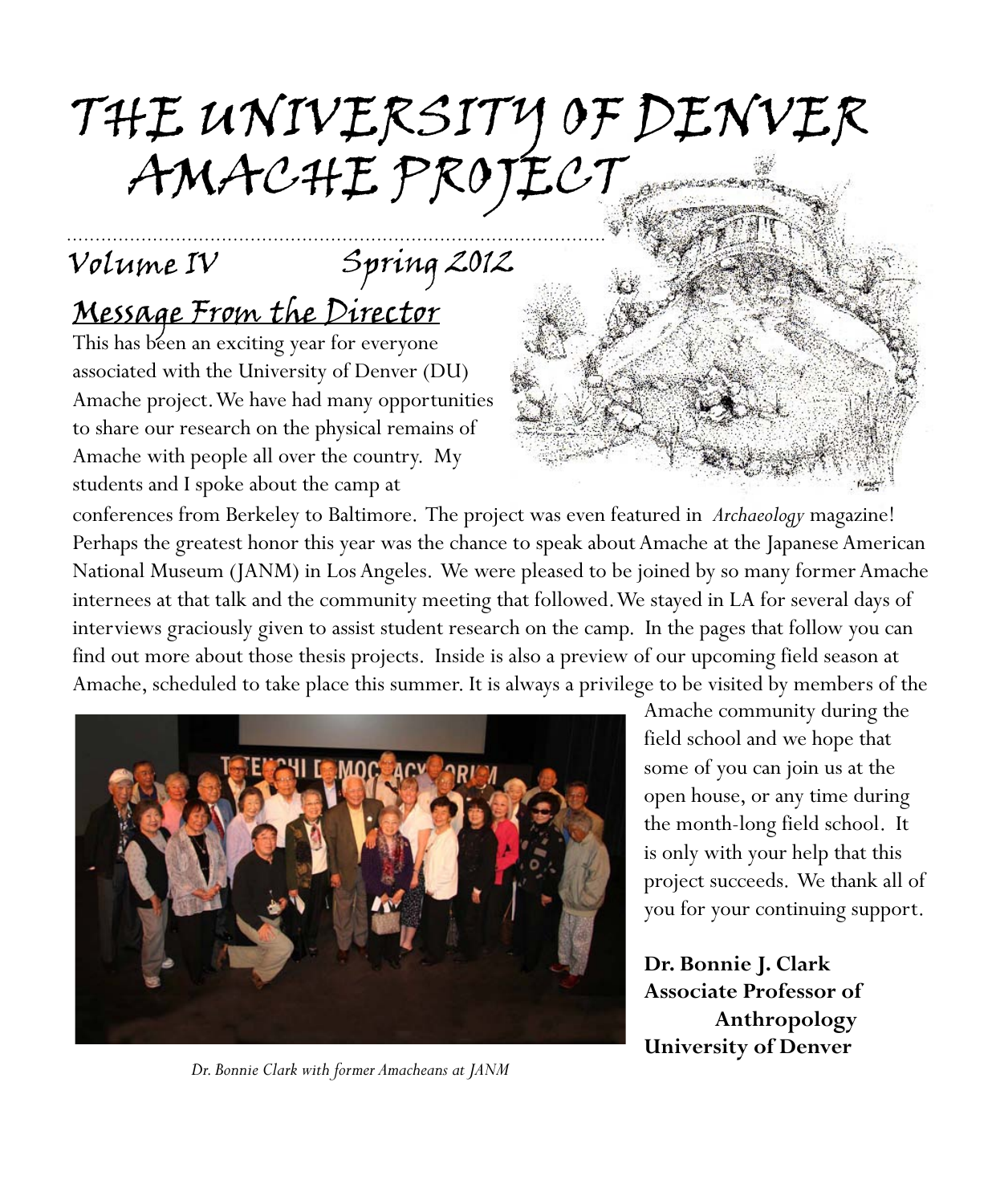# THE UNIVERSITY OF DENVER AMACHE PROJECT

Volume IV Spring 2012

## Message From the Director

This has been an exciting year for everyone associated with the University of Denver (DU) Amache project. We have had many opportunities to share our research on the physical remains of Amache with people all over the country. My students and I spoke about the camp at conferences from Berkeley to Baltimore. The project was even featured in *Archaeology* magazine! Perhaps the greatest honor this year was the chance to speak about Amache at the Japanese American National Museum (JANM) in Los Angeles. We were pleased to be joined by so many former Amache internees at that talk and the community meeting that followed. We stayed in LA for several days of interviews graciously given to assist student research on the camp. In the pages that follow you can find out more about those thesis projects. Inside is also a preview of our upcoming field season at Amache, scheduled to take place this summer. It is always a privilege to be visited by members of the Amache community during the field school and we hope that some of you can join us at the open house, or any time during the month-long field school. It is only with your help that this project succeeds. We thank all of you for your continuing support.

*Dr. Bonnie Clark with former Amacheans at JANM*

**Dr. Bonnie J. Clark**
**Associate Professor of Anthropology**
**University of Denver**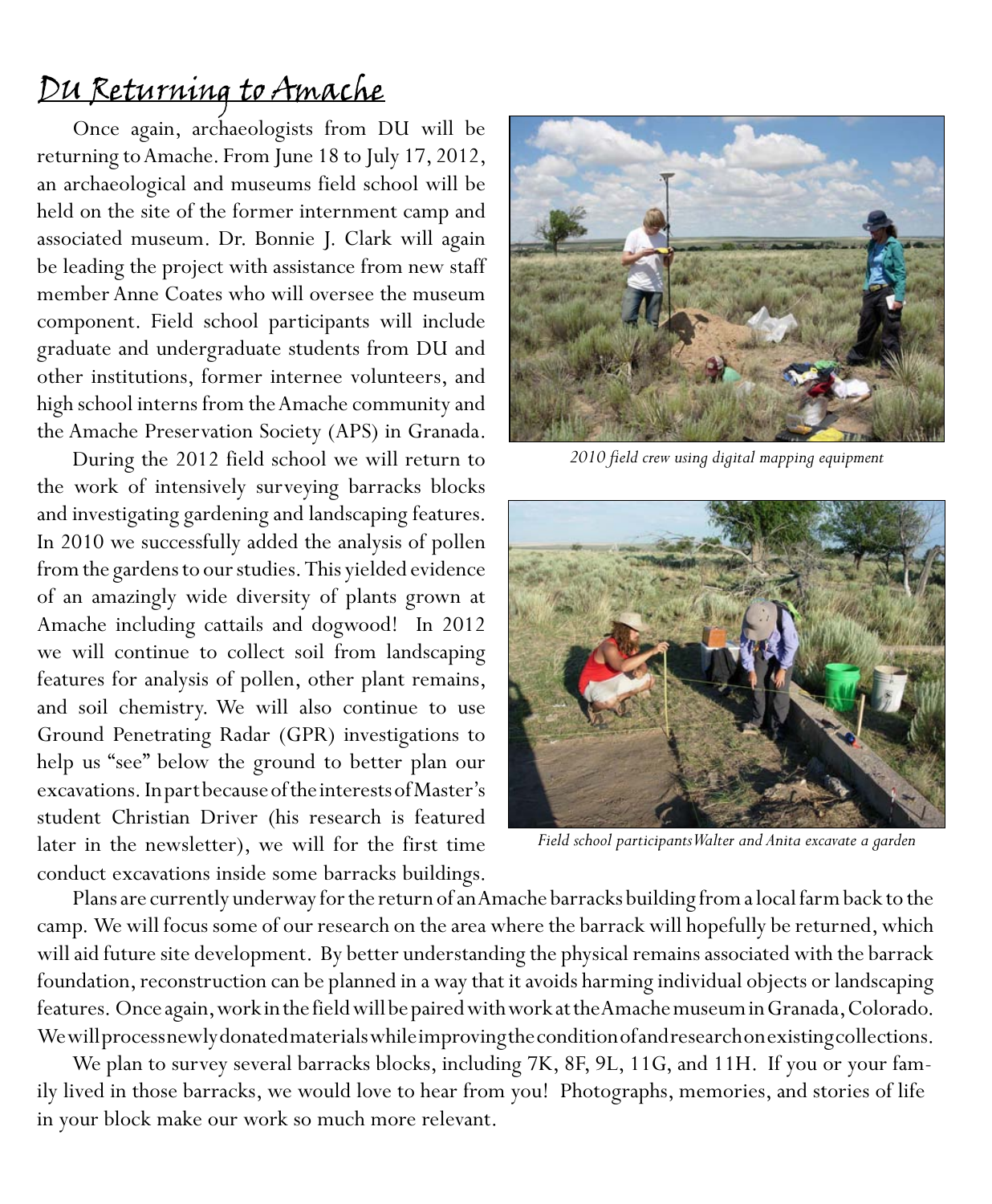## DU Returning to Amache

Once again, archaeologists from DU will be returning to Amache. From June 18 to July 17, 2012, an archaeological and museums field school will be held on the site of the former internment camp and associated museum. Dr. Bonnie J. Clark will again be leading the project with assistance from new staff member Anne Coates who will oversee the museum component. Field school participants will include graduate and undergraduate students from DU and other institutions, former internee volunteers, and high school interns from the Amache community and the Amache Preservation Society (APS) in Granada.

During the 2012 field school we will return to the work of intensively surveying barracks blocks and investigating gardening and landscaping features. In 2010 we successfully added the analysis of pollen from the gardens to our studies. This yielded evidence of an amazingly wide diversity of plants grown at Amache including cattails and dogwood! In 2012 we will continue to collect soil from landscaping features for analysis of pollen, other plant remains, and soil chemistry. We will also continue to use Ground Penetrating Radar (GPR) investigations to help us "see" below the ground to better plan our excavations. In part because of the interests of Master's student Christian Driver (his research is featured later in the newsletter), we will for the first time conduct excavations inside some barracks buildings.

*2010 field crew using digital mapping equipment*

*Field school participants Walter and Anita excavate a garden*

Plans are currently underway for the return of an Amache barracks building from a local farm back to the camp. We will focus some of our research on the area where the barrack will hopefully be returned, which will aid future site development. By better understanding the physical remains associated with the barrack foundation, reconstruction can be planned in a way that it avoids harming individual objects or landscaping features. Once again, work in the field will be paired with work at the Amache museum in Granada, Colorado. We will process newly donated materials while improving the condition of and research on existing collections.

We plan to survey several barracks blocks, including 7K, 8F, 9L, 11G, and 11H. If you or your family lived in those barracks, we would love to hear from you! Photographs, memories, and stories of life in your block make our work so much more relevant.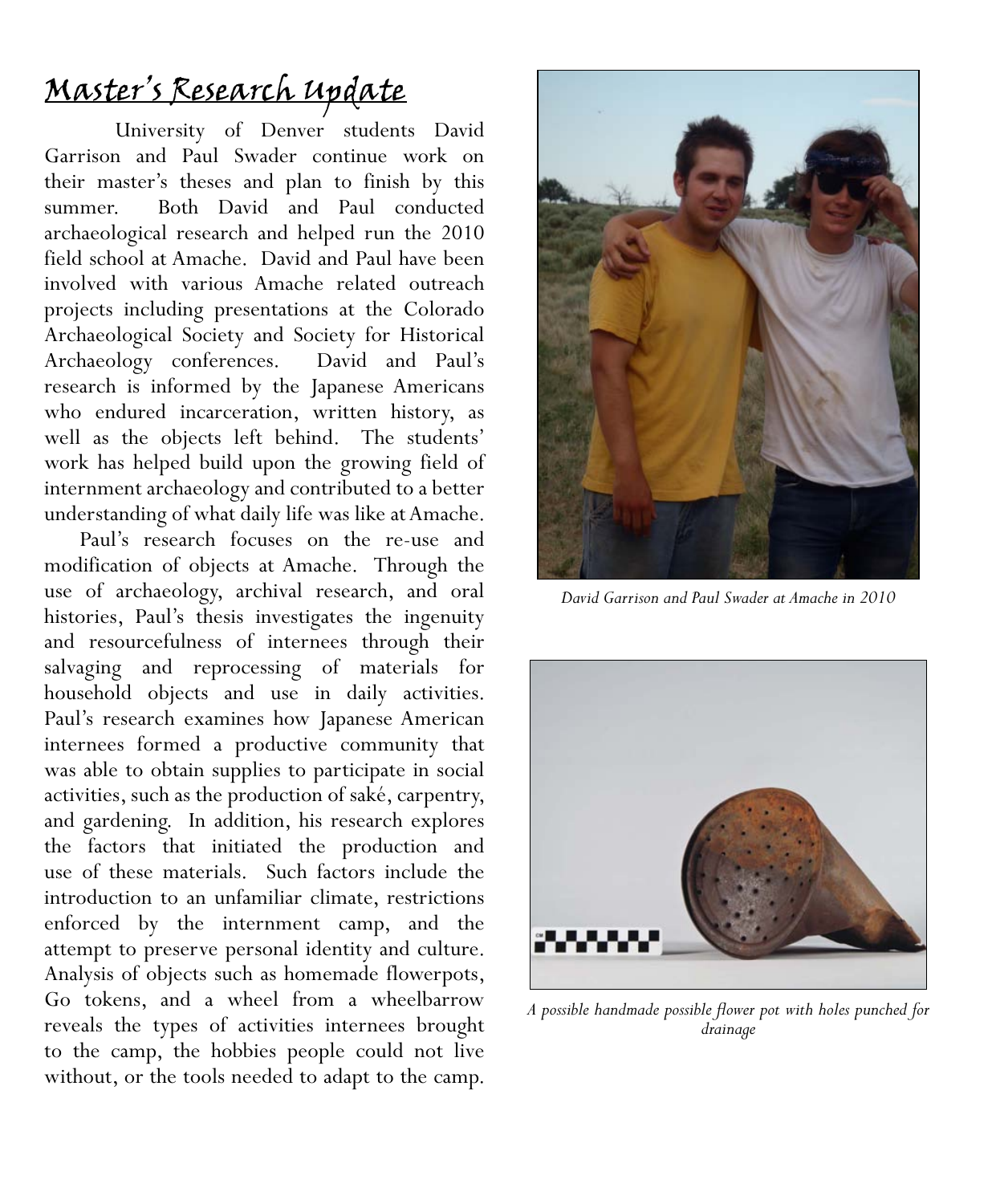# Master's Research Update

University of Denver students David Garrison and Paul Swader continue work on their master's theses and plan to finish by this summer. Both David and Paul conducted archaeological research and helped run the 2010 field school at Amache. David and Paul have been involved with various Amache related outreach projects including presentations at the Colorado Archaeological Society and Society for Historical Archaeology conferences. David and Paul's research is informed by the Japanese Americans who endured incarceration, written history, as well as the objects left behind. The students' work has helped build upon the growing field of internment archaeology and contributed to a better understanding of what daily life was like at Amache.

Paul's research focuses on the re-use and modification of objects at Amache. Through the use of archaeology, archival research, and oral histories, Paul's thesis investigates the ingenuity and resourcefulness of internees through their salvaging and reprocessing of materials for household objects and use in daily activities. Paul's research examines how Japanese American internees formed a productive community that was able to obtain supplies to participate in social activities, such as the production of saké, carpentry, and gardening. In addition, his research explores the factors that initiated the production and use of these materials. Such factors include the introduction to an unfamiliar climate, restrictions enforced by the internment camp, and the attempt to preserve personal identity and culture. Analysis of objects such as homemade flowerpots, Go tokens, and a wheel from a wheelbarrow reveals the types of activities internees brought to the camp, the hobbies people could not live without, or the tools needed to adapt to the camp.

*David Garrison and Paul Swader at Amache in 2010*

*A possible handmade possible flower pot with holes punched for drainage*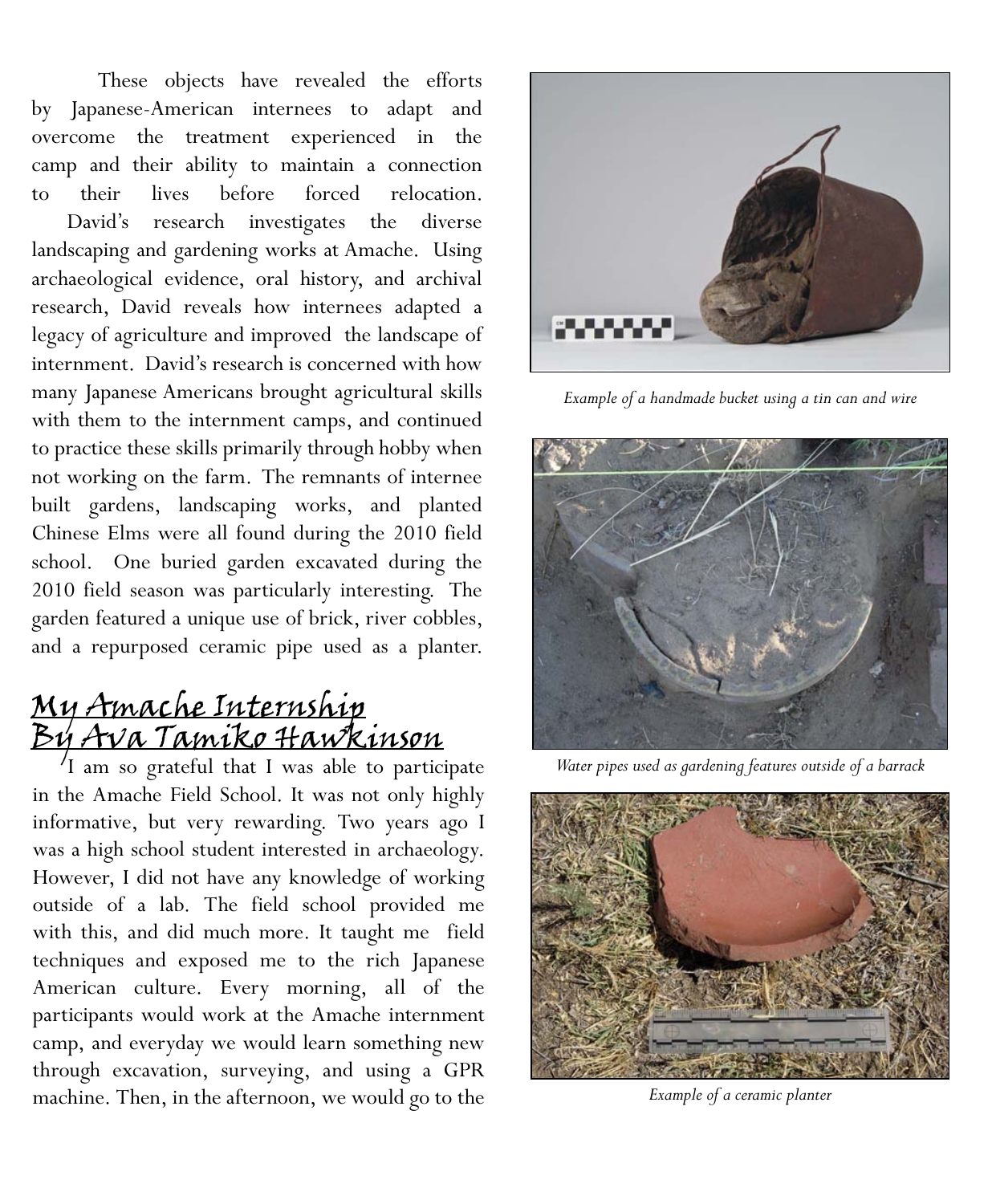These objects have revealed the efforts by Japanese-American internees to adapt and overcome the treatment experienced in the camp and their ability to maintain a connection to their lives before forced relocation.

David's research investigates the diverse landscaping and gardening works at Amache. Using archaeological evidence, oral history, and archival research, David reveals how internees adapted a legacy of agriculture and improved the landscape of internment. David's research is concerned with how many Japanese Americans brought agricultural skills with them to the internment camps, and continued to practice these skills primarily through hobby when not working on the farm. The remnants of internee built gardens, landscaping works, and planted Chinese Elms were all found during the 2010 field school. One buried garden excavated during the 2010 field season was particularly interesting. The garden featured a unique use of brick, river cobbles, and a repurposed ceramic pipe used as a planter.

## My Amache Internship
## By Ava Tamiko Hawkinson

I am so grateful that I was able to participate in the Amache Field School. It was not only highly informative, but very rewarding. Two years ago I was a high school student interested in archaeology. However, I did not have any knowledge of working outside of a lab. The field school provided me with this, and did much more. It taught me field techniques and exposed me to the rich Japanese American culture. Every morning, all of the participants would work at the Amache internment camp, and everyday we would learn something new through excavation, surveying, and using a GPR machine. Then, in the afternoon, we would go to the

*Example of a handmade bucket using a tin can and wire*

*Water pipes used as gardening features outside of a barrack*

*Example of a ceramic planter*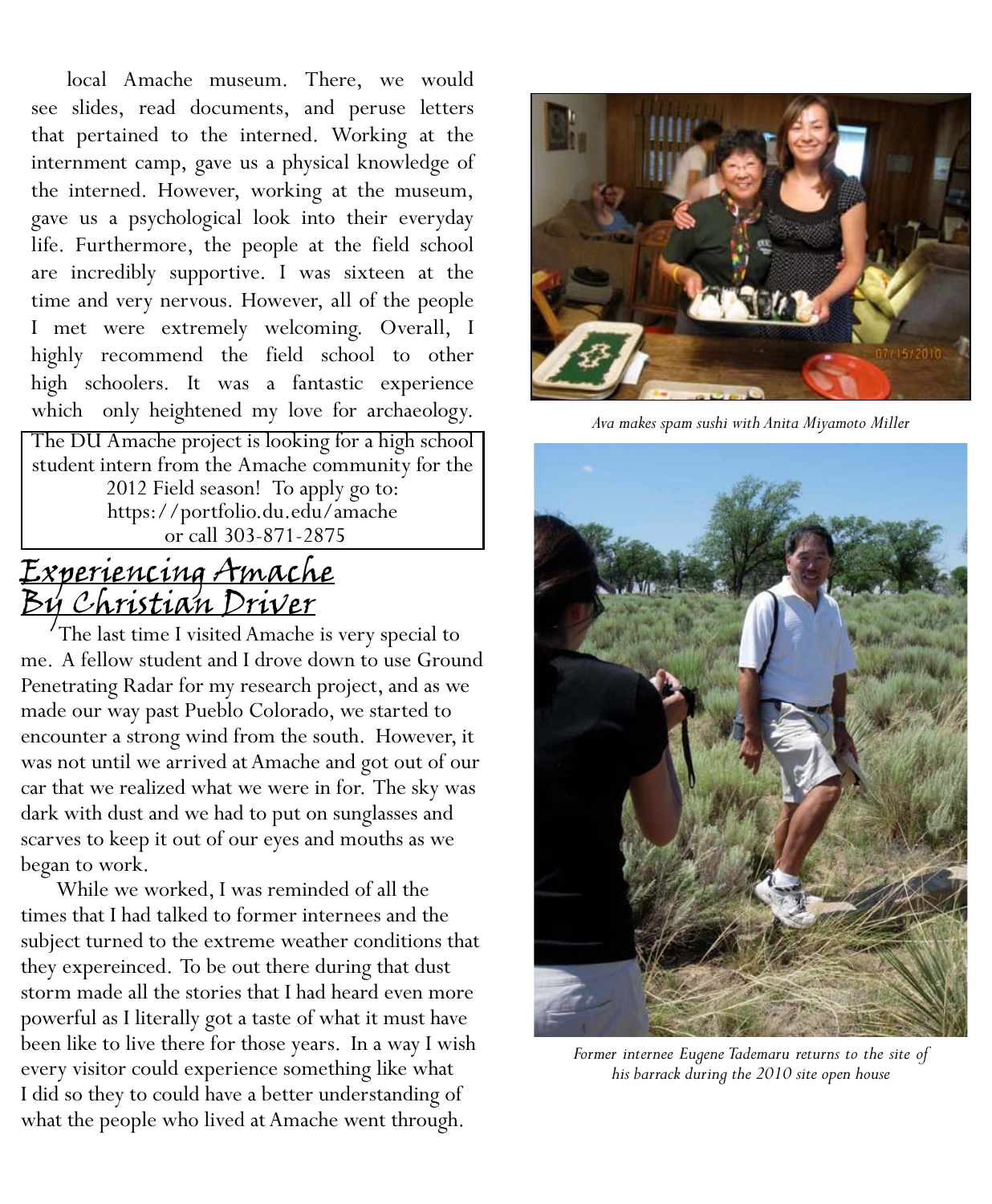local Amache museum. There, we would see slides, read documents, and peruse letters that pertained to the interned. Working at the internment camp, gave us a physical knowledge of the interned. However, working at the museum, gave us a psychological look into their everyday life. Furthermore, the people at the field school are incredibly supportive. I was sixteen at the time and very nervous. However, all of the people I met were extremely welcoming. Overall, I highly recommend the field school to other high schoolers. It was a fantastic experience which only heightened my love for archaeology.

The DU Amache project is looking for a high school student intern from the Amache community for the 2012 Field season! To apply go to: https://portfolio.du.edu/amache or call 303-871-2875

## Experiencing Amache
## By Christian Driver

The last time I visited Amache is very special to me. A fellow student and I drove down to use Ground Penetrating Radar for my research project, and as we made our way past Pueblo Colorado, we started to encounter a strong wind from the south. However, it was not until we arrived at Amache and got out of our car that we realized what we were in for. The sky was dark with dust and we had to put on sunglasses and scarves to keep it out of our eyes and mouths as we began to work.

While we worked, I was reminded of all the times that I had talked to former internees and the subject turned to the extreme weather conditions that they expereinced. To be out there during that dust storm made all the stories that I had heard even more powerful as I literally got a taste of what it must have been like to live there for those years. In a way I wish every visitor could experience something like what I did so they to could have a better understanding of what the people who lived at Amache went through.

*Ava makes spam sushi with Anita Miyamoto Miller*

*Former internee Eugene Tademaru returns to the site of his barrack during the 2010 site open house*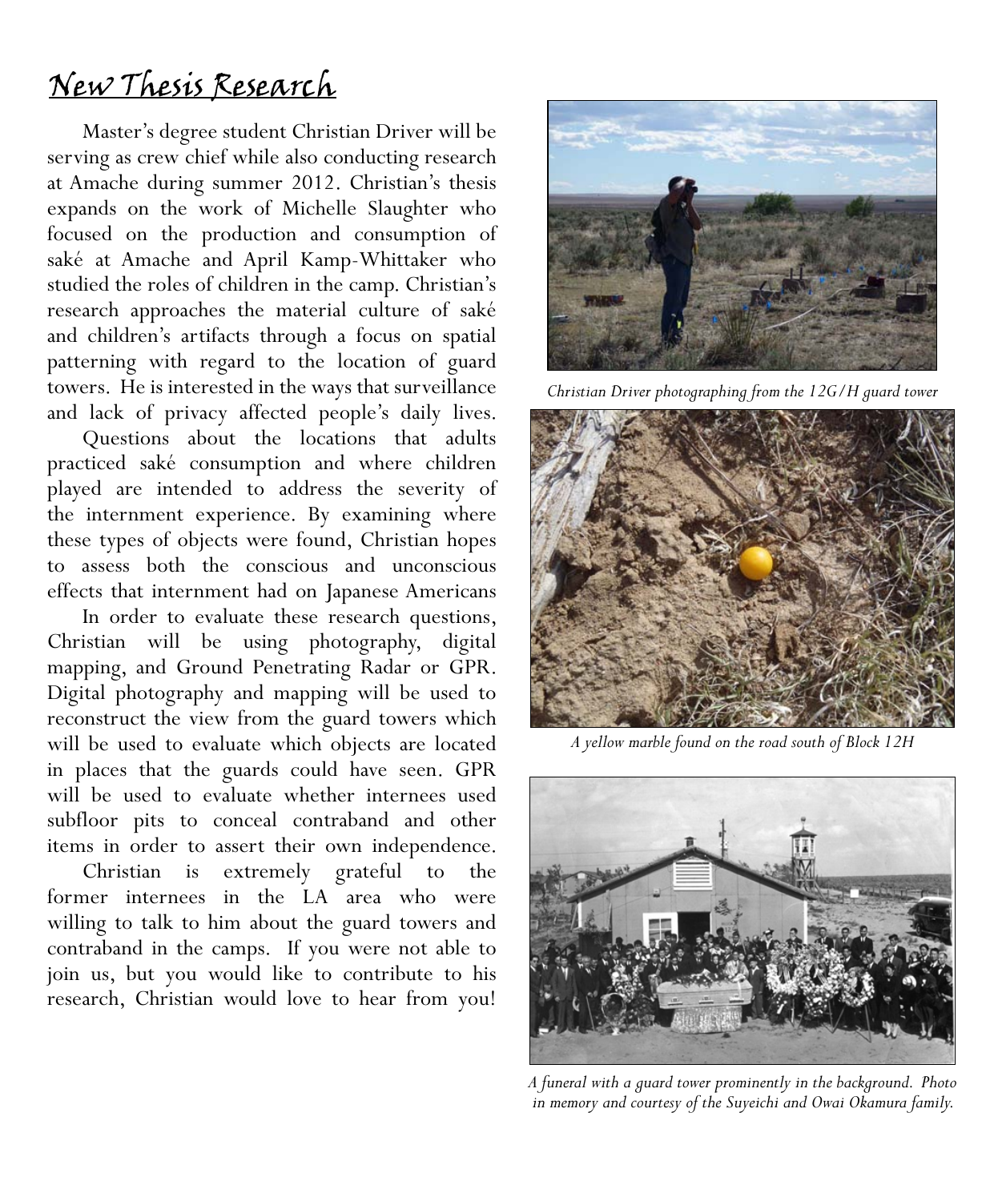# New Thesis Research

Master's degree student Christian Driver will be serving as crew chief while also conducting research at Amache during summer 2012. Christian's thesis expands on the work of Michelle Slaughter who focused on the production and consumption of saké at Amache and April Kamp-Whittaker who studied the roles of children in the camp. Christian's research approaches the material culture of saké and children's artifacts through a focus on spatial patterning with regard to the location of guard towers. He is interested in the ways that surveillance and lack of privacy affected people's daily lives.

Questions about the locations that adults practiced saké consumption and where children played are intended to address the severity of the internment experience. By examining where these types of objects were found, Christian hopes to assess both the conscious and unconscious effects that internment had on Japanese Americans

In order to evaluate these research questions, Christian will be using photography, digital mapping, and Ground Penetrating Radar or GPR. Digital photography and mapping will be used to reconstruct the view from the guard towers which will be used to evaluate which objects are located in places that the guards could have seen. GPR will be used to evaluate whether internees used subfloor pits to conceal contraband and other items in order to assert their own independence.

Christian is extremely grateful to the former internees in the LA area who were willing to talk to him about the guard towers and contraband in the camps. If you were not able to join us, but you would like to contribute to his research, Christian would love to hear from you!

*Christian Driver photographing from the 12G/H guard tower*

*A yellow marble found on the road south of Block 12H*

*A funeral with a guard tower prominently in the background. Photo in memory and courtesy of the Suyeichi and Owai Okamura family.*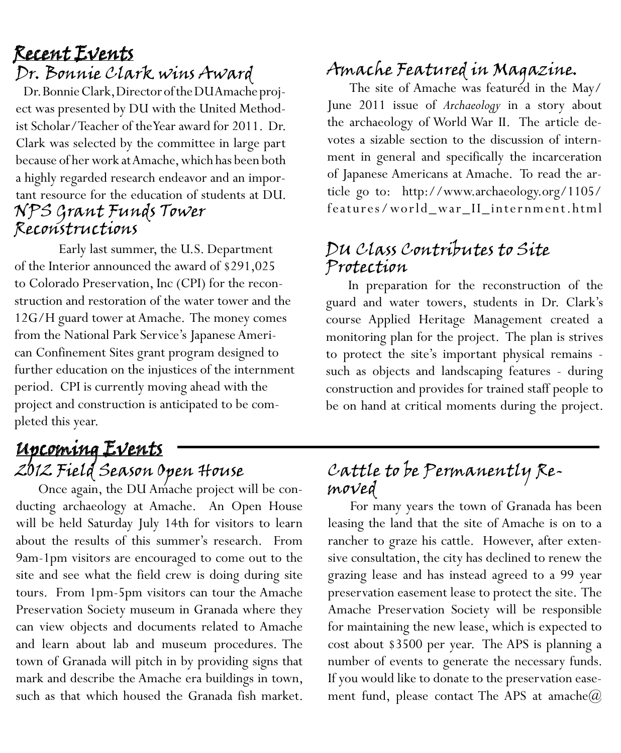# Recent Events

## Dr. Bonnie Clark wins Award

Dr. Bonnie Clark, Director of the DU Amache project was presented by DU with the United Methodist Scholar/Teacher of the Year award for 2011. Dr. Clark was selected by the committee in large part because of her work at Amache, which has been both a highly regarded research endeavor and an important resource for the education of students at DU.

## NPS Grant Funds Tower Reconstructions

Early last summer, the U.S. Department of the Interior announced the award of $291,025 to Colorado Preservation, Inc (CPI) for the reconstruction and restoration of the water tower and the 12G/H guard tower at Amache. The money comes from the National Park Service's Japanese American Confinement Sites grant program designed to further education on the injustices of the internment period. CPI is currently moving ahead with the project and construction is anticipated to be completed this year.

## Amache Featured in Magazine.

The site of Amache was featured in the May/June 2011 issue of *Archaeology* in a story about the archaeology of World War II. The article devotes a sizable section to the discussion of internment in general and specifically the incarceration of Japanese Americans at Amache. To read the article go to: http://www.archaeology.org/1105/features/world_war_II_internment.html

## DU Class Contributes to Site Protection

In preparation for the reconstruction of the guard and water towers, students in Dr. Clark's course Applied Heritage Management created a monitoring plan for the project. The plan is strives to protect the site's important physical remains - such as objects and landscaping features - during construction and provides for trained staff people to be on hand at critical moments during the project.

# Upcoming Events

## 2012 Field Season Open House

Once again, the DU Amache project will be conducting archaeology at Amache. An Open House will be held Saturday July 14th for visitors to learn about the results of this summer's research. From 9am-1pm visitors are encouraged to come out to the site and see what the field crew is doing during site tours. From 1pm-5pm visitors can tour the Amache Preservation Society museum in Granada where they can view objects and documents related to Amache and learn about lab and museum procedures. The town of Granada will pitch in by providing signs that mark and describe the Amache era buildings in town, such as that which housed the Granada fish market.

## Cattle to be Permanently Removed

For many years the town of Granada has been leasing the land that the site of Amache is on to a rancher to graze his cattle. However, after extensive consultation, the city has declined to renew the grazing lease and has instead agreed to a 99 year preservation easement lease to protect the site. The Amache Preservation Society will be responsible for maintaining the new lease, which is expected to cost about $3500 per year. The APS is planning a number of events to generate the necessary funds. If you would like to donate to the preservation easement fund, please contact The APS at amache@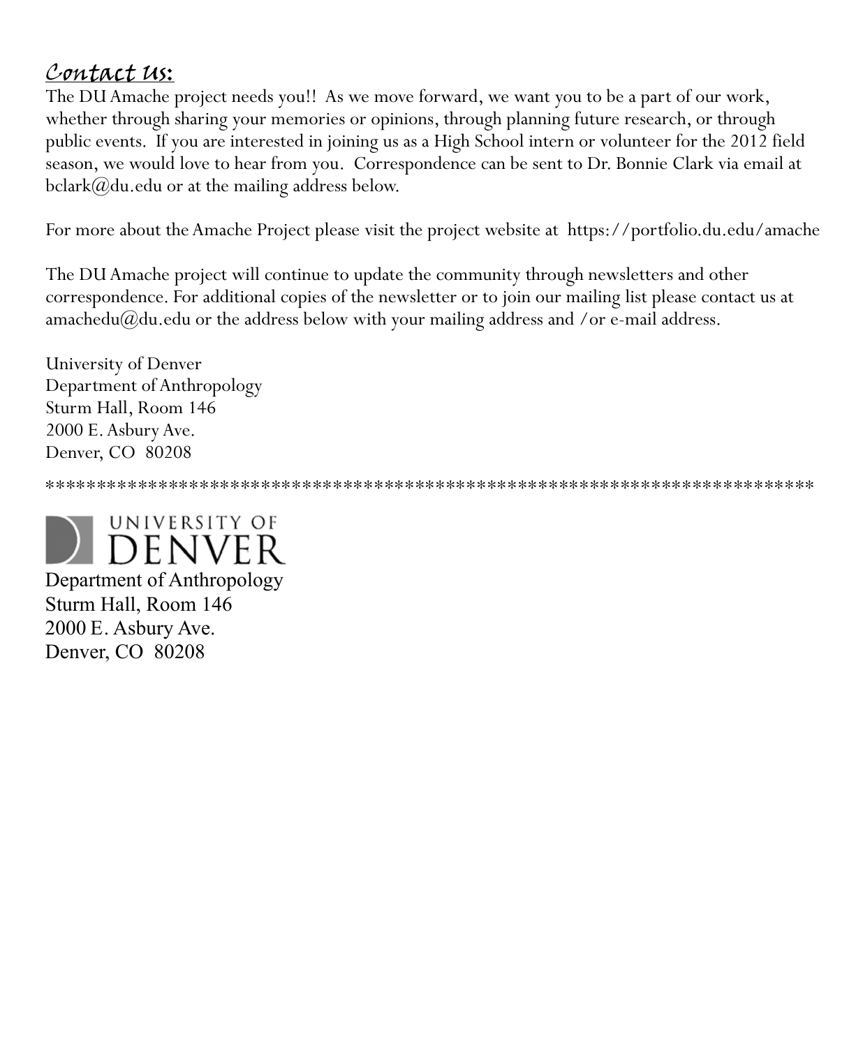## Contact Us:

The DU Amache project needs you!! As we move forward, we want you to be a part of our work, whether through sharing your memories or opinions, through planning future research, or through public events. If you are interested in joining us as a High School intern or volunteer for the 2012 field season, we would love to hear from you. Correspondence can be sent to Dr. Bonnie Clark via email at bclark@du.edu or at the mailing address below.

For more about the Amache Project please visit the project website at https://portfolio.du.edu/amache

The DU Amache project will continue to update the community through newsletters and other correspondence. For additional copies of the newsletter or to join our mailing list please contact us at amachedu@du.edu or the address below with your mailing address and /or e-mail address.

University of Denver
Department of Anthropology
Sturm Hall, Room 146
2000 E. Asbury Ave.
Denver, CO 80208

************************************************************************

UNIVERSITY OF DENVER

Department of Anthropology
Sturm Hall, Room 146
2000 E. Asbury Ave.
Denver, CO 80208